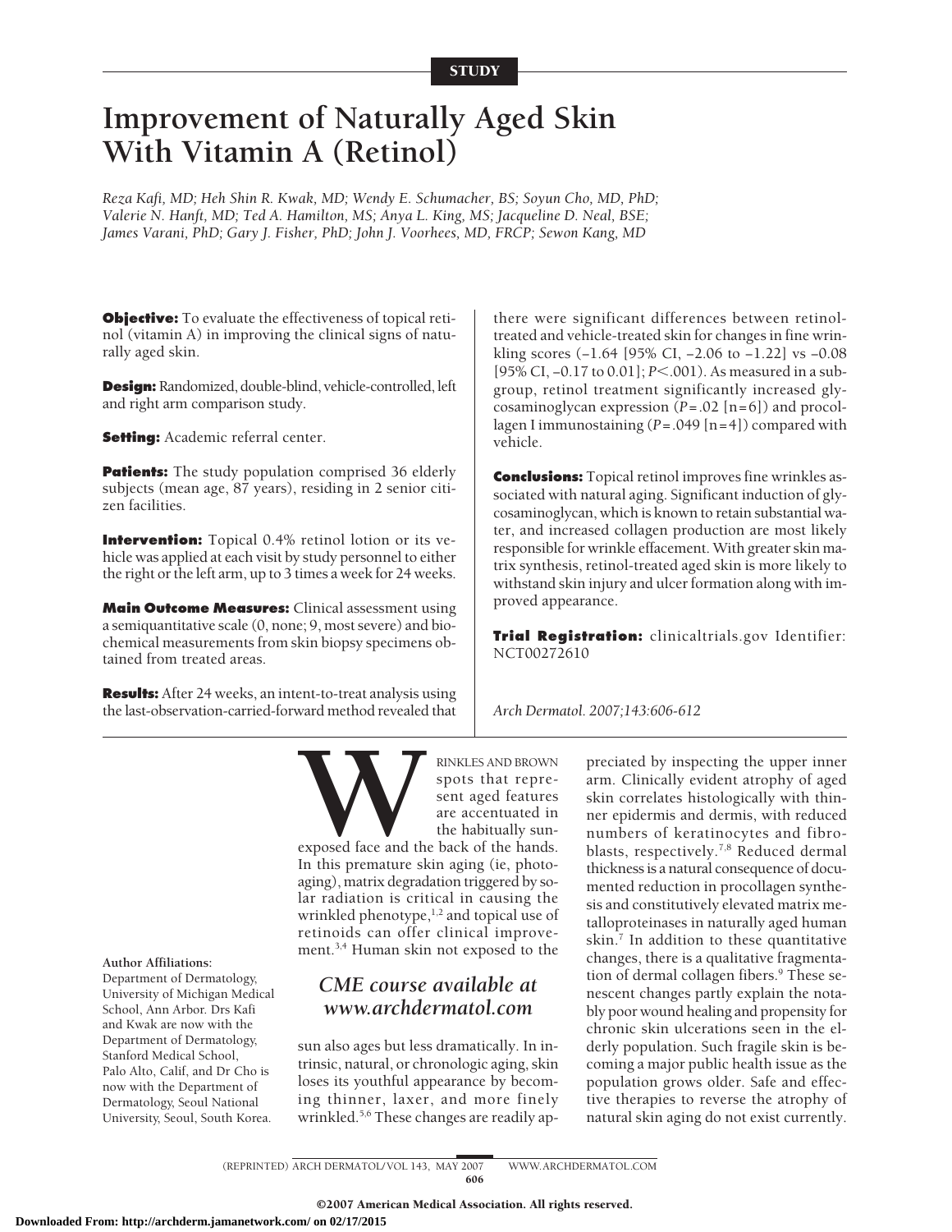STUDY

# Improvement of Naturally Aged Skin With Vitamin A (Retinol)

*Reza Kafi, MD; Heh Shin R. Kwak, MD; Wendy E. Schumacher, BS; Soyun Cho, MD, PhD; Valerie N. Hanft, MD; Ted A. Hamilton, MS; Anya L. King, MS; Jacqueline D. Neal, BSE; James Varani, PhD; Gary J. Fisher, PhD; John J. Voorhees, MD, FRCP; Sewon Kang, MD*

**Objective:** To evaluate the effectiveness of topical retinol (vitamin A) in improving the clinical signs of naturally aged skin.

**Design:** Randomized, double-blind, vehicle-controlled, left and right arm comparison study.

**Setting:** Academic referral center.

**Patients:** The study population comprised 36 elderly subjects (mean age, 87 years), residing in 2 senior citizen facilities.

**Intervention:** Topical 0.4% retinol lotion or its vehicle was applied at each visit by study personnel to either the right or the left arm, up to 3 times a week for 24 weeks.

**Main Outcome Measures:** Clinical assessment using a semiquantitative scale (0, none; 9, most severe) and biochemical measurements from skin biopsy specimens obtained from treated areas.

**Results:** After 24 weeks, an intent-to-treat analysis using the last-observation-carried-forward method revealed that there were significant differences between retinol-treated and vehicle-treated skin for changes in fine wrinkling scores (−1.64 [95% CI, −2.06 to −1.22] vs −0.08 [95% CI, −0.17 to 0.01]; $P<.001$). As measured in a subgroup, retinol treatment significantly increased glycosaminoglycan expression ($P=.02$ [n=6]) and procollagen I immunostaining ($P=.049$ [n=4]) compared with vehicle.

**Conclusions:** Topical retinol improves fine wrinkles associated with natural aging. Significant induction of glycosaminoglycan, which is known to retain substantial water, and increased collagen production are most likely responsible for wrinkle effacement. With greater skin matrix synthesis, retinol-treated aged skin is more likely to withstand skin injury and ulcer formation along with improved appearance.

**Trial Registration:** clinicaltrials.gov Identifier: NCT00272610

*Arch Dermatol. 2007;143:606-612*

WRINKLES AND BROWN spots that represent aged features are accentuated in the habitually sun-exposed face and the back of the hands. In this premature skin aging (ie, photoaging), matrix degradation triggered by solar radiation is critical in causing the wrinkled phenotype,[1,2] and topical use of retinoids can offer clinical improvement.[3,4] Human skin not exposed to the sun also ages but less dramatically. In intrinsic, natural, or chronologic aging, skin loses its youthful appearance by becoming thinner, laxer, and more finely wrinkled.[5,6] These changes are readily appreciated by inspecting the upper inner arm. Clinically evident atrophy of aged skin correlates histologically with thinner epidermis and dermis, with reduced numbers of keratinocytes and fibroblasts, respectively.[7,8] Reduced dermal thickness is a natural consequence of documented reduction in procollagen synthesis and constitutively elevated matrix metalloproteinases in naturally aged human skin.[7] In addition to these quantitative changes, there is a qualitative fragmentation of dermal collagen fibers.[9] These senescent changes partly explain the notably poor wound healing and propensity for chronic skin ulcerations seen in the elderly population. Such fragile skin is becoming a major public health issue as the population grows older. Safe and effective therapies to reverse the atrophy of natural skin aging do not exist currently.

*CME course available at www.archdermatol.com*

**Author Affiliations:** Department of Dermatology, University of Michigan Medical School, Ann Arbor. Drs Kafi and Kwak are now with the Department of Dermatology, Stanford Medical School, Palo Alto, Calif, and Dr Cho is now with the Department of Dermatology, Seoul National University, Seoul, South Korea.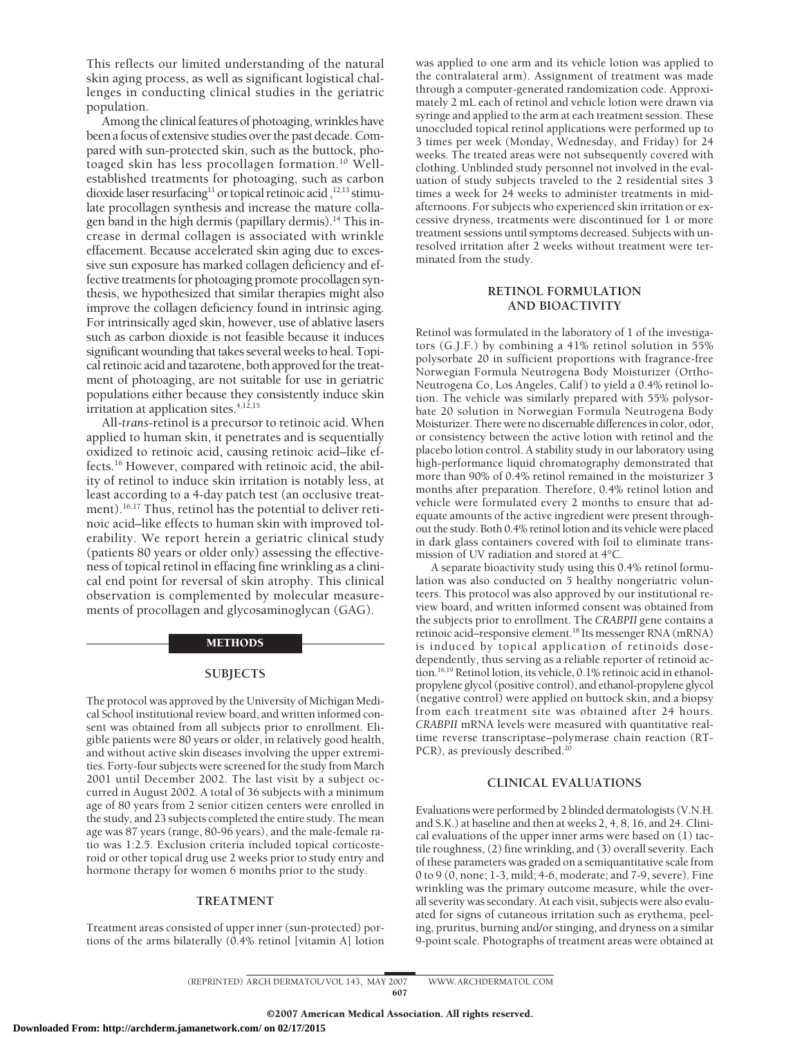This reflects our limited understanding of the natural skin aging process, as well as significant logistical challenges in conducting clinical studies in the geriatric population.

Among the clinical features of photoaging, wrinkles have been a focus of extensive studies over the past decade. Compared with sun-protected skin, such as the buttock, photoaged skin has less procollagen formation.[10] Well-established treatments for photoaging, such as carbon dioxide laser resurfacing[11] or topical retinoic acid,[12,13] stimulate procollagen synthesis and increase the mature collagen band in the high dermis (papillary dermis).[14] This increase in dermal collagen is associated with wrinkle effacement. Because accelerated skin aging due to excessive sun exposure has marked collagen deficiency and effective treatments for photoaging promote procollagen synthesis, we hypothesized that similar therapies might also improve the collagen deficiency found in intrinsic aging. For intrinsically aged skin, however, use of ablative lasers such as carbon dioxide is not feasible because it induces significant wounding that takes several weeks to heal. Topical retinoic acid and tazarotene, both approved for the treatment of photoaging, are not suitable for use in geriatric populations either because they consistently induce skin irritation at application sites.[4,12,15]

All-*trans*-retinol is a precursor to retinoic acid. When applied to human skin, it penetrates and is sequentially oxidized to retinoic acid, causing retinoic acid–like effects.[16] However, compared with retinoic acid, the ability of retinol to induce skin irritation is notably less, at least according to a 4-day patch test (an occlusive treatment).[16,17] Thus, retinol has the potential to deliver retinoic acid–like effects to human skin with improved tolerability. We report herein a geriatric clinical study (patients 80 years or older only) assessing the effectiveness of topical retinol in effacing fine wrinkling as a clinical end point for reversal of skin atrophy. This clinical observation is complemented by molecular measurements of procollagen and glycosaminoglycan (GAG).

## METHODS

### SUBJECTS

The protocol was approved by the University of Michigan Medical School institutional review board, and written informed consent was obtained from all subjects prior to enrollment. Eligible patients were 80 years or older, in relatively good health, and without active skin diseases involving the upper extremities. Forty-four subjects were screened for the study from March 2001 until December 2002. The last visit by a subject occurred in August 2002. A total of 36 subjects with a minimum age of 80 years from 2 senior citizen centers were enrolled in the study, and 23 subjects completed the entire study. The mean age was 87 years (range, 80-96 years), and the male-female ratio was 1:2.5. Exclusion criteria included topical corticosteroid or other topical drug use 2 weeks prior to study entry and hormone therapy for women 6 months prior to the study.

### TREATMENT

Treatment areas consisted of upper inner (sun-protected) portions of the arms bilaterally (0.4% retinol [vitamin A] lotion was applied to one arm and its vehicle lotion was applied to the contralateral arm). Assignment of treatment was made through a computer-generated randomization code. Approximately 2 mL each of retinol and vehicle lotion were drawn via syringe and applied to the arm at each treatment session. These unoccluded topical retinol applications were performed up to 3 times per week (Monday, Wednesday, and Friday) for 24 weeks. The treated areas were not subsequently covered with clothing. Unblinded study personnel not involved in the evaluation of study subjects traveled to the 2 residential sites 3 times a week for 24 weeks to administer treatments in mid-afternoons. For subjects who experienced skin irritation or excessive dryness, treatments were discontinued for 1 or more treatment sessions until symptoms decreased. Subjects with unresolved irritation after 2 weeks without treatment were terminated from the study.

### RETINOL FORMULATION AND BIOACTIVITY

Retinol was formulated in the laboratory of 1 of the investigators (G.J.F.) by combining a 41% retinol solution in 55% polysorbate 20 in sufficient proportions with fragrance-free Norwegian Formula Neutrogena Body Moisturizer (Ortho-Neutrogena Co, Los Angeles, Calif) to yield a 0.4% retinol lotion. The vehicle was similarly prepared with 55% polysorbate 20 solution in Norwegian Formula Neutrogena Body Moisturizer. There were no discernable differences in color, odor, or consistency between the active lotion with retinol and the placebo lotion control. A stability study in our laboratory using high-performance liquid chromatography demonstrated that more than 90% of 0.4% retinol remained in the moisturizer 3 months after preparation. Therefore, 0.4% retinol lotion and vehicle were formulated every 2 months to ensure that adequate amounts of the active ingredient were present throughout the study. Both 0.4% retinol lotion and its vehicle were placed in dark glass containers covered with foil to eliminate transmission of UV radiation and stored at 4°C.

A separate bioactivity study using this 0.4% retinol formulation was also conducted on 5 healthy nongeriatric volunteers. This protocol was also approved by our institutional review board, and written informed consent was obtained from the subjects prior to enrollment. The *CRABPII* gene contains a retinoic acid–responsive element.[18] Its messenger RNA (mRNA) is induced by topical application of retinoids dose-dependently, thus serving as a reliable reporter of retinoid action.[16,19] Retinol lotion, its vehicle, 0.1% retinoic acid in ethanol-propylene glycol (positive control), and ethanol-propylene glycol (negative control) were applied on buttock skin, and a biopsy from each treatment site was obtained after 24 hours. *CRABPII* mRNA levels were measured with quantitative real-time reverse transcriptase–polymerase chain reaction (RT-PCR), as previously described.[20]

### CLINICAL EVALUATIONS

Evaluations were performed by 2 blinded dermatologists (V.N.H. and S.K.) at baseline and then at weeks 2, 4, 8, 16, and 24. Clinical evaluations of the upper inner arms were based on (1) tactile roughness, (2) fine wrinkling, and (3) overall severity. Each of these parameters was graded on a semiquantitative scale from 0 to 9 (0, none; 1-3, mild; 4-6, moderate; and 7-9, severe). Fine wrinkling was the primary outcome measure, while the overall severity was secondary. At each visit, subjects were also evaluated for signs of cutaneous irritation such as erythema, peeling, pruritus, burning and/or stinging, and dryness on a similar 9-point scale. Photographs of treatment areas were obtained at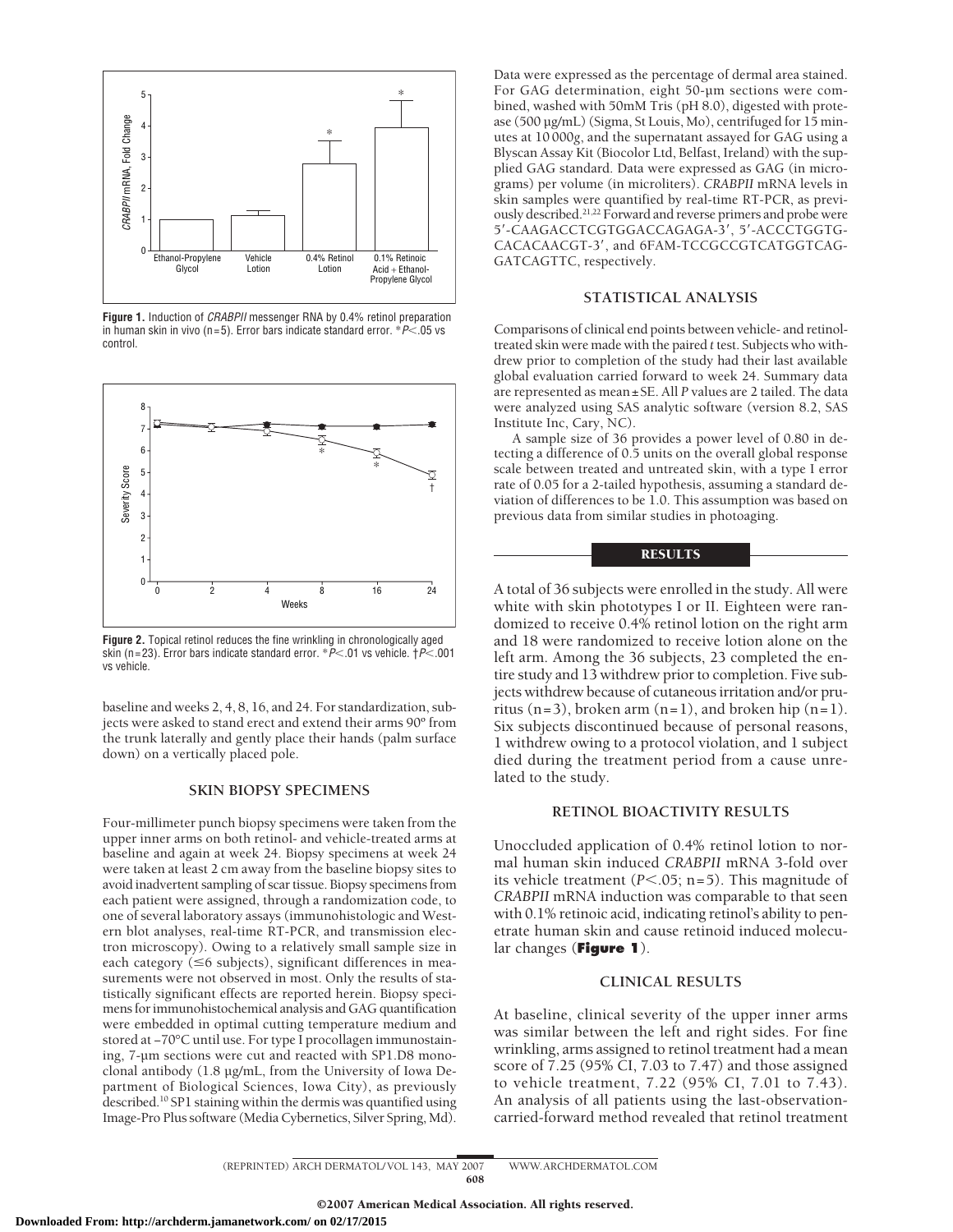Figure 1. Induction of *CRABPII* messenger RNA by 0.4% retinol preparation in human skin in vivo (n=5). Error bars indicate standard error. *$P<.05$ vs control.

Figure 2. Topical retinol reduces the fine wrinkling in chronologically aged skin (n=23). Error bars indicate standard error. *$P<.01$ vs vehicle. †$P<.001$ vs vehicle.

baseline and weeks 2, 4, 8, 16, and 24. For standardization, subjects were asked to stand erect and extend their arms 90º from the trunk laterally and gently place their hands (palm surface down) on a vertically placed pole.

## SKIN BIOPSY SPECIMENS

Four-millimeter punch biopsy specimens were taken from the upper inner arms on both retinol- and vehicle-treated arms at baseline and again at week 24. Biopsy specimens at week 24 were taken at least 2 cm away from the baseline biopsy sites to avoid inadvertent sampling of scar tissue. Biopsy specimens from each patient were assigned, through a randomization code, to one of several laboratory assays (immunohistologic and Western blot analyses, real-time RT-PCR, and transmission electron microscopy). Owing to a relatively small sample size in each category (≤6 subjects), significant differences in measurements were not observed in most. Only the results of statistically significant effects are reported herein. Biopsy specimens for immunohistochemical analysis and GAG quantification were embedded in optimal cutting temperature medium and stored at −70°C until use. For type I procollagen immunostaining, 7-μm sections were cut and reacted with SP1.D8 monoclonal antibody (1.8 μg/mL, from the University of Iowa Department of Biological Sciences, Iowa City), as previously described.[10] SP1 staining within the dermis was quantified using Image-Pro Plus software (Media Cybernetics, Silver Spring, Md). Data were expressed as the percentage of dermal area stained. For GAG determination, eight 50-μm sections were combined, washed with 50mM Tris (pH 8.0), digested with protease (500 μg/mL) (Sigma, St Louis, Mo), centrifuged for 15 minutes at 10 000*g*, and the supernatant assayed for GAG using a Blyscan Assay Kit (Biocolor Ltd, Belfast, Ireland) with the supplied GAG standard. Data were expressed as GAG (in micrograms) per volume (in microliters). *CRABPII* mRNA levels in skin samples were quantified by real-time RT-PCR, as previously described.[21,22] Forward and reverse primers and probe were 5′-CAAGACCTCGTGGACCAGAGA-3′, 5′-ACCCTGGTG-CACACAACGT-3′, and 6FAM-TCCGCCGTCATGGTCAG-GATCAGTTC, respectively.

## STATISTICAL ANALYSIS

Comparisons of clinical end points between vehicle- and retinol-treated skin were made with the paired *t* test. Subjects who withdrew prior to completion of the study had their last available global evaluation carried forward to week 24. Summary data are represented as mean±SE. All *P* values are 2 tailed. The data were analyzed using SAS analytic software (version 8.2, SAS Institute Inc, Cary, NC).

A sample size of 36 provides a power level of 0.80 in detecting a difference of 0.5 units on the overall global response scale between treated and untreated skin, with a type I error rate of 0.05 for a 2-tailed hypothesis, assuming a standard deviation of differences to be 1.0. This assumption was based on previous data from similar studies in photoaging.

# RESULTS

A total of 36 subjects were enrolled in the study. All were white with skin phototypes I or II. Eighteen were randomized to receive 0.4% retinol lotion on the right arm and 18 were randomized to receive lotion alone on the left arm. Among the 36 subjects, 23 completed the entire study and 13 withdrew prior to completion. Five subjects withdrew because of cutaneous irritation and/or pruritus (n=3), broken arm (n=1), and broken hip (n=1). Six subjects discontinued because of personal reasons, 1 withdrew owing to a protocol violation, and 1 subject died during the treatment period from a cause unrelated to the study.

## RETINOL BIOACTIVITY RESULTS

Unoccluded application of 0.4% retinol lotion to normal human skin induced *CRABPII* mRNA 3-fold over its vehicle treatment ($P<.05$; n=5). This magnitude of *CRABPII* mRNA induction was comparable to that seen with 0.1% retinoic acid, indicating retinol's ability to penetrate human skin and cause retinoid induced molecular changes (**Figure 1**).

## CLINICAL RESULTS

At baseline, clinical severity of the upper inner arms was similar between the left and right sides. For fine wrinkling, arms assigned to retinol treatment had a mean score of 7.25 (95% CI, 7.03 to 7.47) and those assigned to vehicle treatment, 7.22 (95% CI, 7.01 to 7.43). An analysis of all patients using the last-observation-carried-forward method revealed that retinol treatment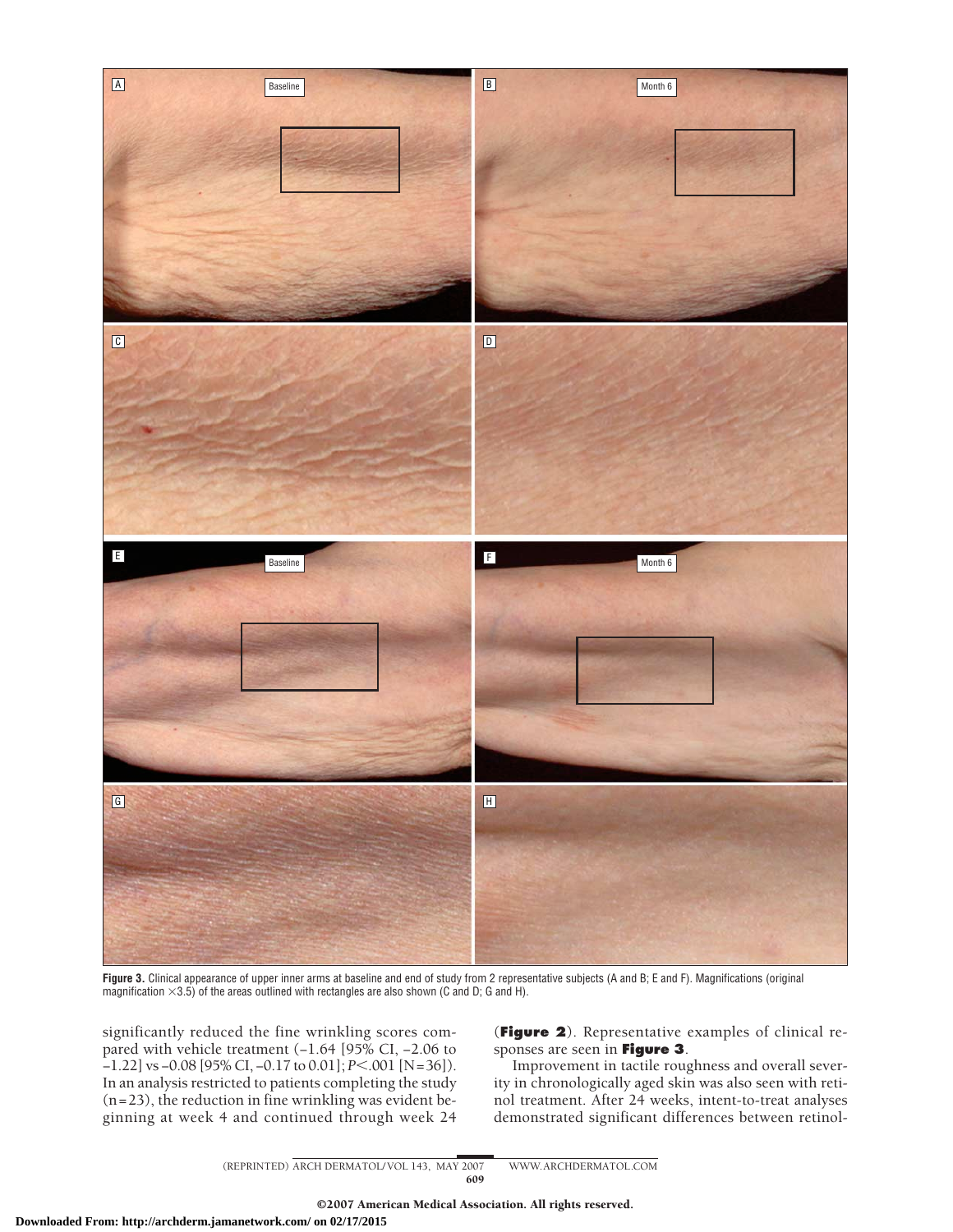**Figure 3.** Clinical appearance of upper inner arms at baseline and end of study from 2 representative subjects (A and B; E and F). Magnifications (original magnification ×3.5) of the areas outlined with rectangles are also shown (C and D; G and H).

significantly reduced the fine wrinkling scores compared with vehicle treatment (−1.64 [95% CI, −2.06 to −1.22] vs −0.08 [95% CI, −0.17 to 0.01]; $P < .001$ [N=36]). In an analysis restricted to patients completing the study (n=23), the reduction in fine wrinkling was evident beginning at week 4 and continued through week 24 (**Figure 2**). Representative examples of clinical responses are seen in **Figure 3**.

Improvement in tactile roughness and overall severity in chronologically aged skin was also seen with retinol treatment. After 24 weeks, intent-to-treat analyses demonstrated significant differences between retinol-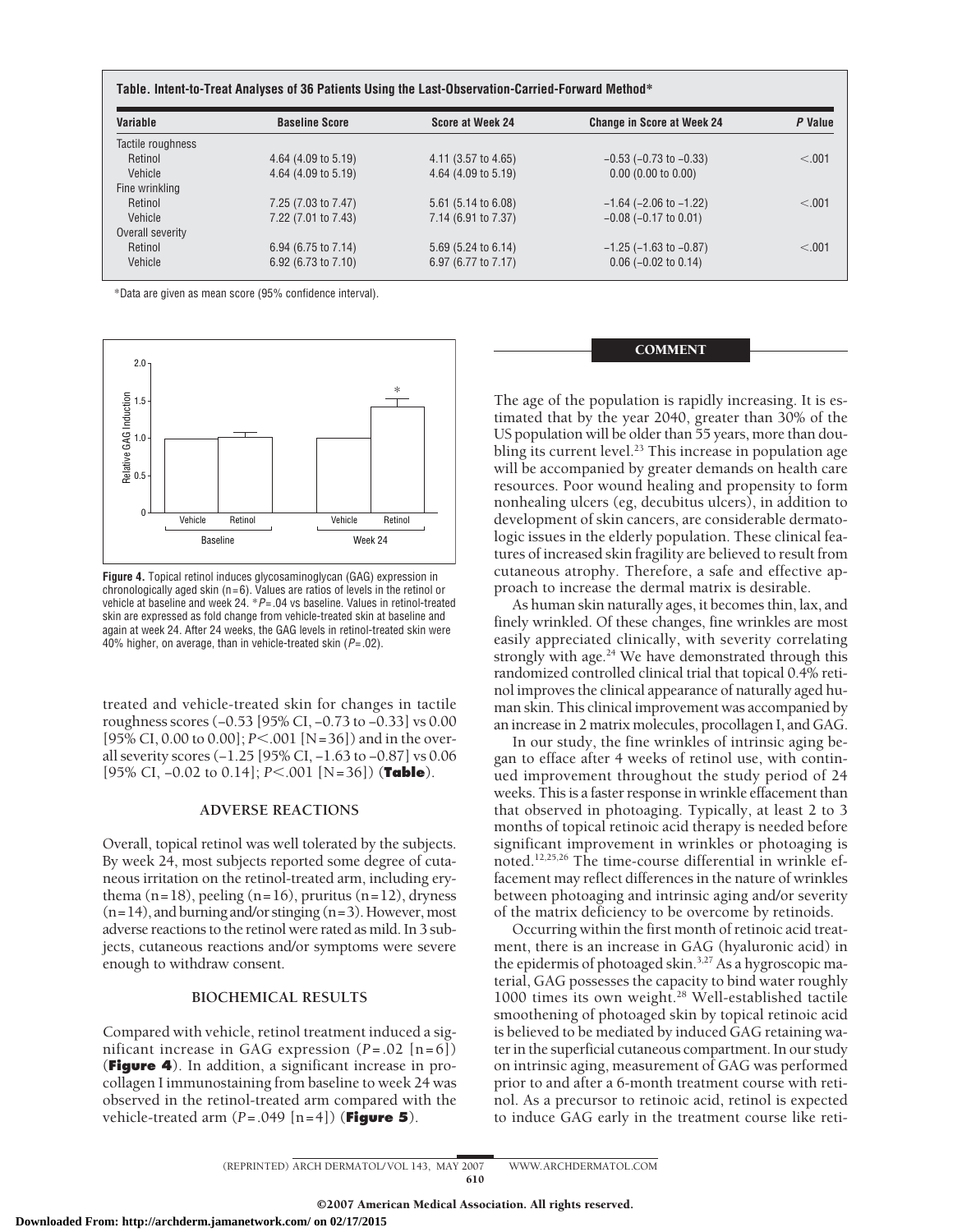**Table. Intent-to-Treat Analyses of 36 Patients Using the Last-Observation-Carried-Forward Method***

| Variable | Baseline Score | Score at Week 24 | Change in Score at Week 24 | *P* Value |
| --- | --- | --- | --- | --- |
| Tactile roughness | | | | |
| Retinol | 4.64 (4.09 to 5.19) | 4.11 (3.57 to 4.65) | −0.53 (−0.73 to −0.33) | <.001 |
| Vehicle | 4.64 (4.09 to 5.19) | 4.64 (4.09 to 5.19) | 0.00 (0.00 to 0.00) | |
| Fine wrinkling | | | | |
| Retinol | 7.25 (7.03 to 7.47) | 5.61 (5.14 to 6.08) | −1.64 (−2.06 to −1.22) | <.001 |
| Vehicle | 7.22 (7.01 to 7.43) | 7.14 (6.91 to 7.37) | −0.08 (−0.17 to 0.01) | |
| Overall severity | | | | |
| Retinol | 6.94 (6.75 to 7.14) | 5.69 (5.24 to 6.14) | −1.25 (−1.63 to −0.87) | <.001 |
| Vehicle | 6.92 (6.73 to 7.10) | 6.97 (6.77 to 7.17) | 0.06 (−0.02 to 0.14) | |

*Data are given as mean score (95% confidence interval).

**Figure 4.** Topical retinol induces glycosaminoglycan (GAG) expression in chronologically aged skin (n=6). Values are ratios of levels in the retinol or vehicle at baseline and week 24. \**P*=.04 vs baseline. Values in retinol-treated skin are expressed as fold change from vehicle-treated skin at baseline and again at week 24. After 24 weeks, the GAG levels in retinol-treated skin were 40% higher, on average, than in vehicle-treated skin (*P*=.02).

treated and vehicle-treated skin for changes in tactile roughness scores (−0.53 [95% CI, −0.73 to −0.33] vs 0.00 [95% CI, 0.00 to 0.00]; $P<.001$ [N=36]) and in the overall severity scores (−1.25 [95% CI, −1.63 to −0.87] vs 0.06 [95% CI, −0.02 to 0.14]; $P<.001$ [N=36]) (**Table**).

## ADVERSE REACTIONS

Overall, topical retinol was well tolerated by the subjects. By week 24, most subjects reported some degree of cutaneous irritation on the retinol-treated arm, including erythema (n=18), peeling (n=16), pruritus (n=12), dryness (n=14), and burning and/or stinging (n=3). However, most adverse reactions to the retinol were rated as mild. In 3 subjects, cutaneous reactions and/or symptoms were severe enough to withdraw consent.

## BIOCHEMICAL RESULTS

Compared with vehicle, retinol treatment induced a significant increase in GAG expression ($P=.02$ [n=6]) (**Figure 4**). In addition, a significant increase in procollagen I immunostaining from baseline to week 24 was observed in the retinol-treated arm compared with the vehicle-treated arm ($P=.049$ [n=4]) (**Figure 5**).

## COMMENT

The age of the population is rapidly increasing. It is estimated that by the year 2040, greater than 30% of the US population will be older than 55 years, more than doubling its current level.[23] This increase in population age will be accompanied by greater demands on health care resources. Poor wound healing and propensity to form nonhealing ulcers (eg, decubitus ulcers), in addition to development of skin cancers, are considerable dermatologic issues in the elderly population. These clinical features of increased skin fragility are believed to result from cutaneous atrophy. Therefore, a safe and effective approach to increase the dermal matrix is desirable.

As human skin naturally ages, it becomes thin, lax, and finely wrinkled. Of these changes, fine wrinkles are most easily appreciated clinically, with severity correlating strongly with age.[24] We have demonstrated through this randomized controlled clinical trial that topical 0.4% retinol improves the clinical appearance of naturally aged human skin. This clinical improvement was accompanied by an increase in 2 matrix molecules, procollagen I, and GAG.

In our study, the fine wrinkles of intrinsic aging began to efface after 4 weeks of retinol use, with continued improvement throughout the study period of 24 weeks. This is a faster response in wrinkle effacement than that observed in photoaging. Typically, at least 2 to 3 months of topical retinoic acid therapy is needed before significant improvement in wrinkles or photoaging is noted.[12,25,26] The time-course differential in wrinkle effacement may reflect differences in the nature of wrinkles between photoaging and intrinsic aging and/or severity of the matrix deficiency to be overcome by retinoids.

Occurring within the first month of retinoic acid treatment, there is an increase in GAG (hyaluronic acid) in the epidermis of photoaged skin.[3,27] As a hygroscopic material, GAG possesses the capacity to bind water roughly 1000 times its own weight.[28] Well-established tactile smoothening of photoaged skin by topical retinoic acid is believed to be mediated by induced GAG retaining water in the superficial cutaneous compartment. In our study on intrinsic aging, measurement of GAG was performed prior to and after a 6-month treatment course with retinol. As a precursor to retinoic acid, retinol is expected to induce GAG early in the treatment course like reti-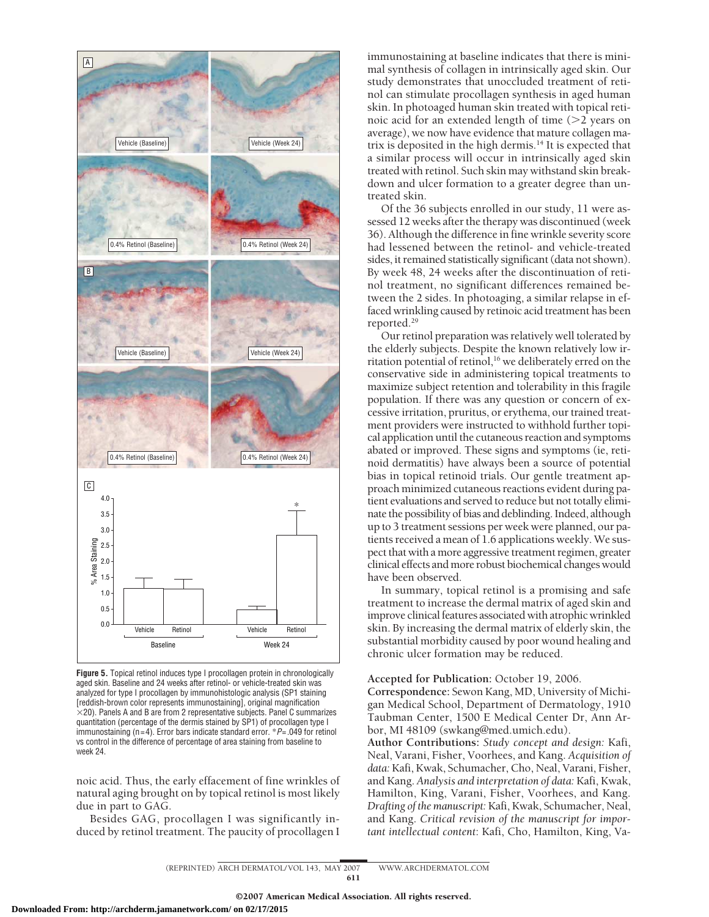**Figure 5.** Topical retinol induces type I procollagen protein in chronologically aged skin. Baseline and 24 weeks after retinol- or vehicle-treated skin was analyzed for type I procollagen by immunohistologic analysis (SP1 staining [reddish-brown color represents immunostaining], original magnification ×20). Panels A and B are from 2 representative subjects. Panel C summarizes quantitation (percentage of the dermis stained by SP1) of procollagen type I immunostaining (n=4). Error bars indicate standard error. *$P$=.049 for retinol vs control in the difference of percentage of area staining from baseline to week 24.

noic acid. Thus, the early effacement of fine wrinkles of natural aging brought on by topical retinol is most likely due in part to GAG.

Besides GAG, procollagen I was significantly induced by retinol treatment. The paucity of procollagen I immunostaining at baseline indicates that there is minimal synthesis of collagen in intrinsically aged skin. Our study demonstrates that unoccluded treatment of retinol can stimulate procollagen synthesis in aged human skin. In photoaged human skin treated with topical retinoic acid for an extended length of time (>2 years on average), we now have evidence that mature collagen matrix is deposited in the high dermis.[14] It is expected that a similar process will occur in intrinsically aged skin treated with retinol. Such skin may withstand skin breakdown and ulcer formation to a greater degree than untreated skin.

Of the 36 subjects enrolled in our study, 11 were assessed 12 weeks after the therapy was discontinued (week 36). Although the difference in fine wrinkle severity score had lessened between the retinol- and vehicle-treated sides, it remained statistically significant (data not shown). By week 48, 24 weeks after the discontinuation of retinol treatment, no significant differences remained between the 2 sides. In photoaging, a similar relapse in effaced wrinkling caused by retinoic acid treatment has been reported.[29]

Our retinol preparation was relatively well tolerated by the elderly subjects. Despite the known relatively low irritation potential of retinol,[16] we deliberately erred on the conservative side in administering topical treatments to maximize subject retention and tolerability in this fragile population. If there was any question or concern of excessive irritation, pruritus, or erythema, our trained treatment providers were instructed to withhold further topical application until the cutaneous reaction and symptoms abated or improved. These signs and symptoms (ie, retinoid dermatitis) have always been a source of potential bias in topical retinoid trials. Our gentle treatment approach minimized cutaneous reactions evident during patient evaluations and served to reduce but not totally eliminate the possibility of bias and deblinding. Indeed, although up to 3 treatment sessions per week were planned, our patients received a mean of 1.6 applications weekly. We suspect that with a more aggressive treatment regimen, greater clinical effects and more robust biochemical changes would have been observed.

In summary, topical retinol is a promising and safe treatment to increase the dermal matrix of aged skin and improve clinical features associated with atrophic wrinkled skin. By increasing the dermal matrix of elderly skin, the substantial morbidity caused by poor wound healing and chronic ulcer formation may be reduced.

**Accepted for Publication:** October 19, 2006.

**Correspondence:** Sewon Kang, MD, University of Michigan Medical School, Department of Dermatology, 1910 Taubman Center, 1500 E Medical Center Dr, Ann Arbor, MI 48109 (swkang@med.umich.edu).

**Author Contributions:** *Study concept and design:* Kafi, Neal, Varani, Fisher, Voorhees, and Kang. *Acquisition of data:* Kafi, Kwak, Schumacher, Cho, Neal, Varani, Fisher, and Kang. *Analysis and interpretation of data:* Kafi, Kwak, Hamilton, King, Varani, Fisher, Voorhees, and Kang. *Drafting of the manuscript:* Kafi, Kwak, Schumacher, Neal, and Kang. *Critical revision of the manuscript for important intellectual content*: Kafi, Cho, Hamilton, King, Va-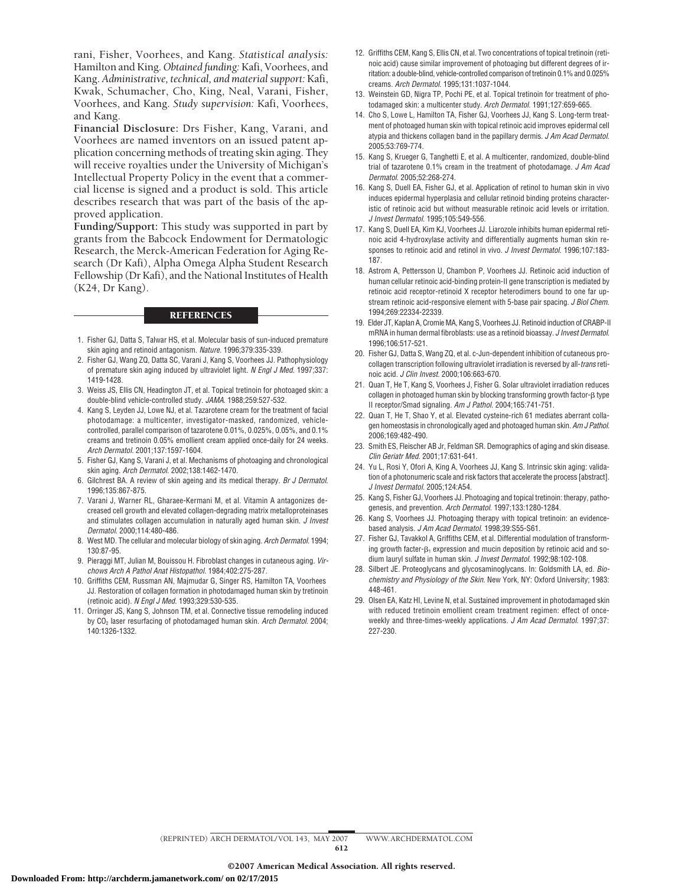rani, Fisher, Voorhees, and Kang. *Statistical analysis:* Hamilton and King. *Obtained funding:* Kafi, Voorhees, and Kang. *Administrative, technical, and material support:* Kafi, Kwak, Schumacher, Cho, King, Neal, Varani, Fisher, Voorhees, and Kang. *Study supervision:* Kafi, Voorhees, and Kang.

**Financial Disclosure:** Drs Fisher, Kang, Varani, and Voorhees are named inventors on an issued patent application concerning methods of treating skin aging. They will receive royalties under the University of Michigan's Intellectual Property Policy in the event that a commercial license is signed and a product is sold. This article describes research that was part of the basis of the approved application.

**Funding/Support:** This study was supported in part by grants from the Babcock Endowment for Dermatologic Research, the Merck-American Federation for Aging Research (Dr Kafi), Alpha Omega Alpha Student Research Fellowship (Dr Kafi), and the National Institutes of Health (K24, Dr Kang).

## REFERENCES

1. Fisher GJ, Datta S, Talwar HS, et al. Molecular basis of sun-induced premature skin aging and retinoid antagonism. *Nature.* 1996;379:335-339.
2. Fisher GJ, Wang ZQ, Datta SC, Varani J, Kang S, Voorhees JJ. Pathophysiology of premature skin aging induced by ultraviolet light. *N Engl J Med.* 1997;337:1419-1428.
3. Weiss JS, Ellis CN, Headington JT, et al. Topical tretinoin for photoaged skin: a double-blind vehicle-controlled study. *JAMA.* 1988;259:527-532.
4. Kang S, Leyden JJ, Lowe NJ, et al. Tazarotene cream for the treatment of facial photodamage: a multicenter, investigator-masked, randomized, vehicle-controlled, parallel comparison of tazarotene 0.01%, 0.025%, 0.05%, and 0.1% creams and tretinoin 0.05% emollient cream applied once-daily for 24 weeks. *Arch Dermatol.* 2001;137:1597-1604.
5. Fisher GJ, Kang S, Varani J, et al. Mechanisms of photoaging and chronological skin aging. *Arch Dermatol.* 2002;138:1462-1470.
6. Gilchrest BA. A review of skin ageing and its medical therapy. *Br J Dermatol.* 1996;135:867-875.
7. Varani J, Warner RL, Gharaee-Kermani M, et al. Vitamin A antagonizes decreased cell growth and elevated collagen-degrading matrix metalloproteinases and stimulates collagen accumulation in naturally aged human skin. *J Invest Dermatol.* 2000;114:480-486.
8. West MD. The cellular and molecular biology of skin aging. *Arch Dermatol.* 1994;130:87-95.
9. Pieraggi MT, Julian M, Bouissou H. Fibroblast changes in cutaneous aging. *Virchows Arch A Pathol Anat Histopathol.* 1984;402:275-287.
10. Griffiths CEM, Russman AN, Majmudar G, Singer RS, Hamilton TA, Voorhees JJ. Restoration of collagen formation in photodamaged human skin by tretinoin (retinoic acid). *N Engl J Med.* 1993;329:530-535.
11. Orringer JS, Kang S, Johnson TM, et al. Connective tissue remodeling induced by $CO_2$ laser resurfacing of photodamaged human skin. *Arch Dermatol.* 2004;140:1326-1332.
12. Griffiths CEM, Kang S, Ellis CN, et al. Two concentrations of topical tretinoin (retinoic acid) cause similar improvement of photoaging but different degrees of irritation: a double-blind, vehicle-controlled comparison of tretinoin 0.1% and 0.025% creams. *Arch Dermatol.* 1995;131:1037-1044.
13. Weinstein GD, Nigra TP, Pochi PE, et al. Topical tretinoin for treatment of photodamaged skin: a multicenter study. *Arch Dermatol.* 1991;127:659-665.
14. Cho S, Lowe L, Hamilton TA, Fisher GJ, Voorhees JJ, Kang S. Long-term treatment of photoaged human skin with topical retinoic acid improves epidermal cell atypia and thickens collagen band in the papillary dermis. *J Am Acad Dermatol.* 2005;53:769-774.
15. Kang S, Krueger G, Tanghetti E, et al. A multicenter, randomized, double-blind trial of tazarotene 0.1% cream in the treatment of photodamage. *J Am Acad Dermatol.* 2005;52:268-274.
16. Kang S, Duell EA, Fisher GJ, et al. Application of retinol to human skin in vivo induces epidermal hyperplasia and cellular retinoid binding proteins characteristic of retinoic acid but without measurable retinoic acid levels or irritation. *J Invest Dermatol.* 1995;105:549-556.
17. Kang S, Duell EA, Kim KJ, Voorhees JJ. Liarozole inhibits human epidermal retinoic acid 4-hydroxylase activity and differentially augments human skin responses to retinoic acid and retinol in vivo. *J Invest Dermatol.* 1996;107:183-187.
18. Astrom A, Pettersson U, Chambon P, Voorhees JJ. Retinoic acid induction of human cellular retinoic acid-binding protein-II gene transcription is mediated by retinoic acid receptor-retinoid X receptor heterodimers bound to one far upstream retinoic acid-responsive element with 5-base pair spacing. *J Biol Chem.* 1994;269:22334-22339.
19. Elder JT, Kaplan A, Cromie MA, Kang S, Voorhees JJ. Retinoid induction of CRABP-II mRNA in human dermal fibroblasts: use as a retinoid bioassay. *J Invest Dermatol.* 1996;106:517-521.
20. Fisher GJ, Datta S, Wang ZQ, et al. c-Jun-dependent inhibition of cutaneous procollagen transcription following ultraviolet irradiation is reversed by all-*trans* retinoic acid. *J Clin Invest.* 2000;106:663-670.
21. Quan T, He T, Kang S, Voorhees J, Fisher G. Solar ultraviolet irradiation reduces collagen in photoaged human skin by blocking transforming growth factor-β type II receptor/Smad signaling. *Am J Pathol.* 2004;165:741-751.
22. Quan T, He T, Shao Y, et al. Elevated cysteine-rich 61 mediates aberrant collagen homeostasis in chronologically aged and photoaged human skin. *Am J Pathol.* 2006;169:482-490.
23. Smith ES, Fleischer AB Jr, Feldman SR. Demographics of aging and skin disease. *Clin Geriatr Med.* 2001;17:631-641.
24. Yu L, Rosi Y, Ofori A, King A, Voorhees JJ, Kang S. Intrinsic skin aging: validation of a photonumeric scale and risk factors that accelerate the process [abstract]. *J Invest Dermatol.* 2005;124:A54.
25. Kang S, Fisher GJ, Voorhees JJ. Photoaging and topical tretinoin: therapy, pathogenesis, and prevention. *Arch Dermatol.* 1997;133:1280-1284.
26. Kang S, Voorhees JJ. Photoaging therapy with topical tretinoin: an evidence-based analysis. *J Am Acad Dermatol.* 1998;39:S55-S61.
27. Fisher GJ, Tavakkol A, Griffiths CEM, et al. Differential modulation of transforming growth facter-$\beta_1$ expression and mucin deposition by retinoic acid and sodium lauryl sulfate in human skin. *J Invest Dermatol.* 1992;98:102-108.
28. Silbert JE. Proteoglycans and glycosaminoglycans. In: Goldsmith LA, ed. *Biochemistry and Physiology of the Skin.* New York, NY: Oxford University; 1983:448-461.
29. Olsen EA, Katz HI, Levine N, et al. Sustained improvement in photodamaged skin with reduced tretinoin emollient cream treatment regimen: effect of once-weekly and three-times-weekly applications. *J Am Acad Dermatol.* 1997;37:227-230.